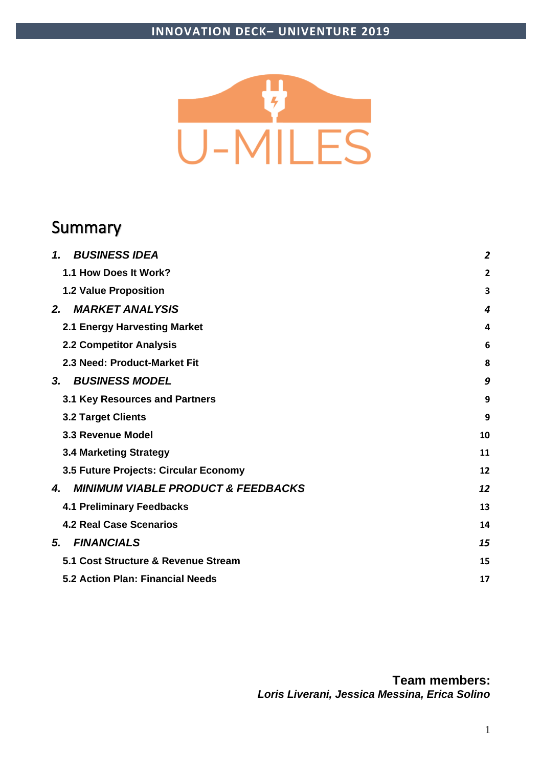INNOVATION DECK– UNIVENTURE 2019

# U-MILES

## Summary

| | |
|---|---|
| ***1. BUSINESS IDEA*** | ***2*** |
| **1.1 How Does It Work?** | **2** |
| **1.2 Value Proposition** | **3** |
| ***2. MARKET ANALYSIS*** | ***4*** |
| **2.1 Energy Harvesting Market** | **4** |
| **2.2 Competitor Analysis** | **6** |
| **2.3 Need: Product-Market Fit** | **8** |
| ***3. BUSINESS MODEL*** | ***9*** |
| **3.1 Key Resources and Partners** | **9** |
| **3.2 Target Clients** | **9** |
| **3.3 Revenue Model** | **10** |
| **3.4 Marketing Strategy** | **11** |
| **3.5 Future Projects: Circular Economy** | **12** |
| ***4. MINIMUM VIABLE PRODUCT & FEEDBACKS*** | ***12*** |
| **4.1 Preliminary Feedbacks** | **13** |
| **4.2 Real Case Scenarios** | **14** |
| ***5. FINANCIALS*** | ***15*** |
| **5.1 Cost Structure & Revenue Stream** | **15** |
| **5.2 Action Plan: Financial Needs** | **17** |

**Team members:**
***Loris Liverani, Jessica Messina, Erica Solino***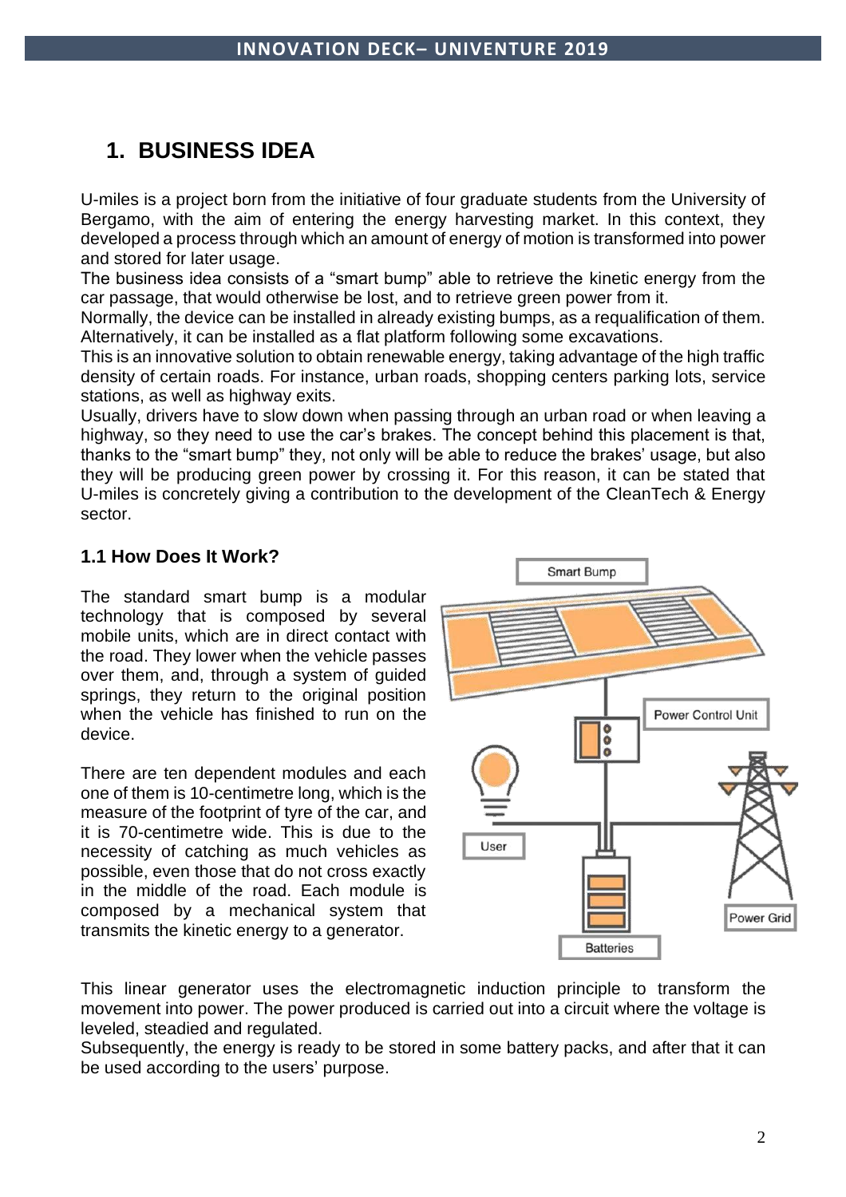# 1. BUSINESS IDEA

U-miles is a project born from the initiative of four graduate students from the University of Bergamo, with the aim of entering the energy harvesting market. In this context, they developed a process through which an amount of energy of motion is transformed into power and stored for later usage.
The business idea consists of a “smart bump” able to retrieve the kinetic energy from the car passage, that would otherwise be lost, and to retrieve green power from it.
Normally, the device can be installed in already existing bumps, as a requalification of them. Alternatively, it can be installed as a flat platform following some excavations.
This is an innovative solution to obtain renewable energy, taking advantage of the high traffic density of certain roads. For instance, urban roads, shopping centers parking lots, service stations, as well as highway exits.
Usually, drivers have to slow down when passing through an urban road or when leaving a highway, so they need to use the car’s brakes. The concept behind this placement is that, thanks to the “smart bump” they, not only will be able to reduce the brakes’ usage, but also they will be producing green power by crossing it. For this reason, it can be stated that U-miles is concretely giving a contribution to the development of the CleanTech & Energy sector.

## 1.1 How Does It Work?

The standard smart bump is a modular technology that is composed by several mobile units, which are in direct contact with the road. They lower when the vehicle passes over them, and, through a system of guided springs, they return to the original position when the vehicle has finished to run on the device.

There are ten dependent modules and each one of them is 10-centimetre long, which is the measure of the footprint of tyre of the car, and it is 70-centimetre wide. This is due to the necessity of catching as much vehicles as possible, even those that do not cross exactly in the middle of the road. Each module is composed by a mechanical system that transmits the kinetic energy to a generator.

Smart Bump
Power Control Unit
User
Power Grid
Batteries

This linear generator uses the electromagnetic induction principle to transform the movement into power. The power produced is carried out into a circuit where the voltage is leveled, steadied and regulated.
Subsequently, the energy is ready to be stored in some battery packs, and after that it can be used according to the users’ purpose.